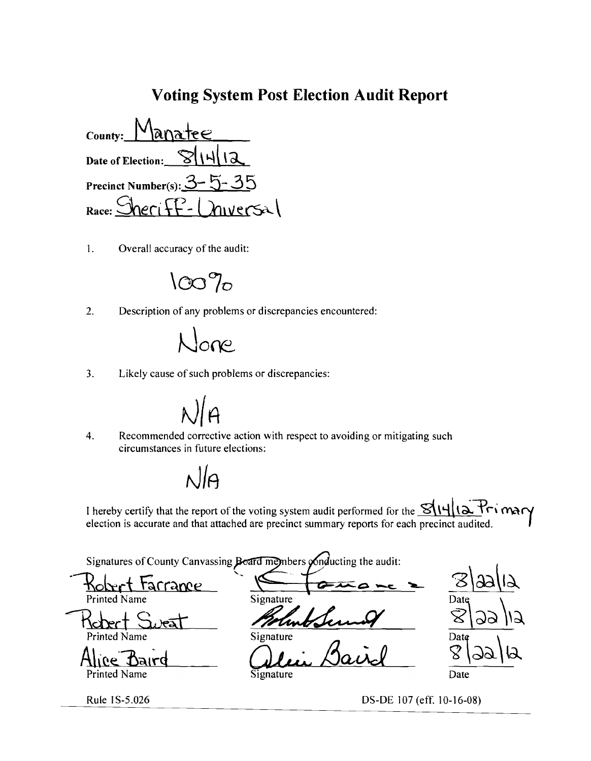# Voting System Post Election Audit Report

County: Manatee

Date of Election: 8/14/12

Precinct Number(s): 3-5-35

Race: Sheriff-Universal

1. Overall accuracy of the audit:

   100%

2. Description of any problems or discrepancies encountered:

   None

3. Likely cause of such problems or discrepancies:

   N/A

4. Recommended corrective action with respect to avoiding or mitigating such circumstances in future elections:

   N/A

I hereby certify that the report of the voting system audit performed for the 8/14/12 Primary election is accurate and that attached are precinct summary reports for each precinct audited.

Signatures of County Canvassing Board members conducting the audit:

| Printed Name | Signature | Date |
|---|---|---|
| Robert Farrance | [signature] | 8/22/12 |
| Robert Sweat | [signature] | 8/22/12 |
| Alice Baird | Alice Baird | 8/22/12 |

Rule 1S-5.026

DS-DE 107 (eff. 10-16-08)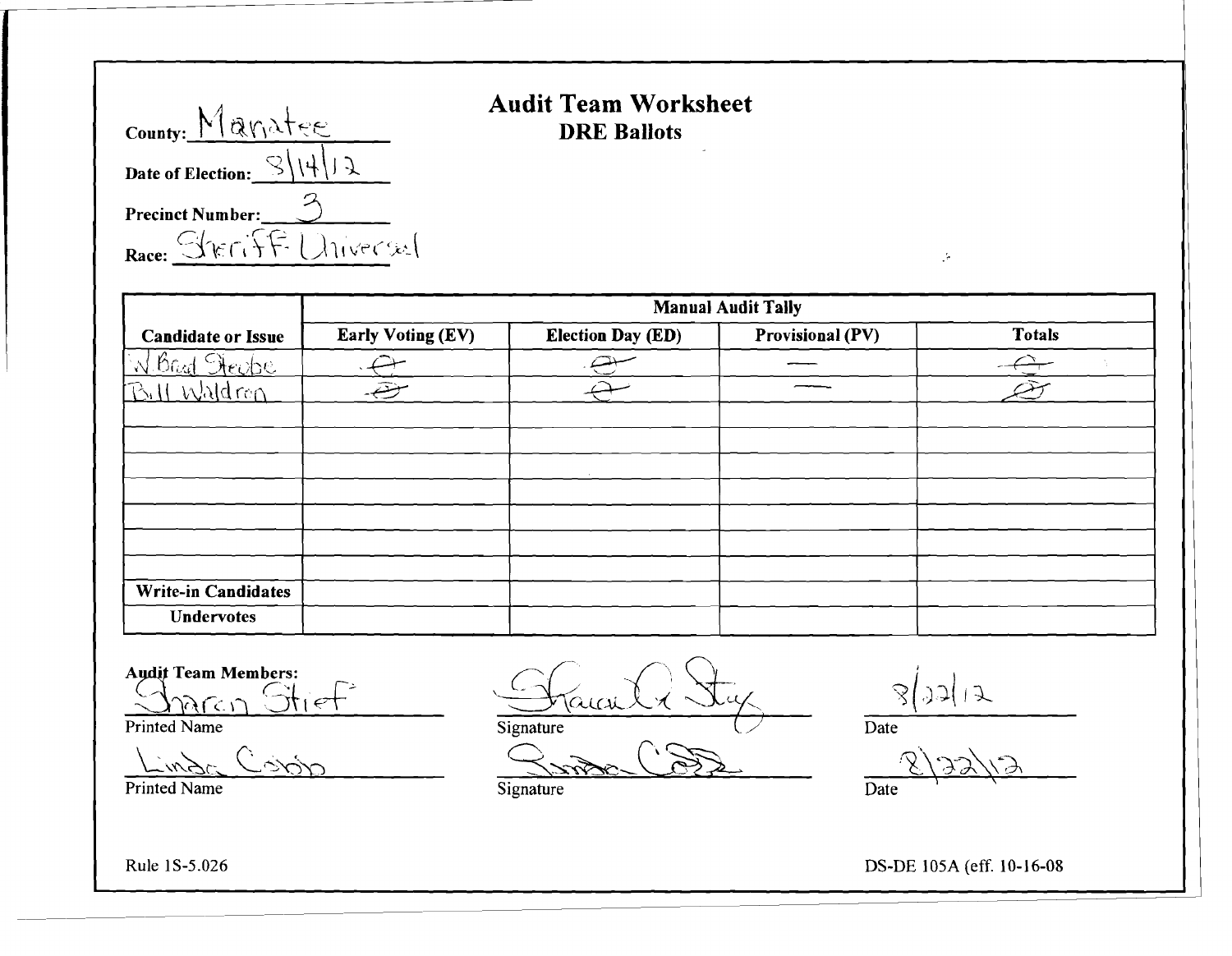County: Manatee

## Audit Team Worksheet
### DRE Ballots

Date of Election: 8/14/12

Precinct Number: 3

Race: Sheriff Universal

| Candidate or Issue | Manual Audit Tally | | | |
|---|---|---|---|---|
| | Early Voting (EV) | Election Day (ED) | Provisional (PV) | Totals |
| W. Brad Steube | Ø | Ø | — | Ø |
| Bill Waldron | Ø | Ø | — | Ø |
| | | | | |
| | | | | |
| | | | | |
| | | | | |
| | | | | |
| | | | | |
| | | | | |
| Write-in Candidates | | | | |
| Undervotes | | | | |

Audit Team Members:

| Printed Name | Signature | Date |
|---|---|---|
| Sharon Stief | Sharon A Stief | 8/22/12 |
| Linda Cobb | Linda Cobb | 8/22/12 |

Rule 1S-5.026

DS-DE 105A (eff. 10-16-08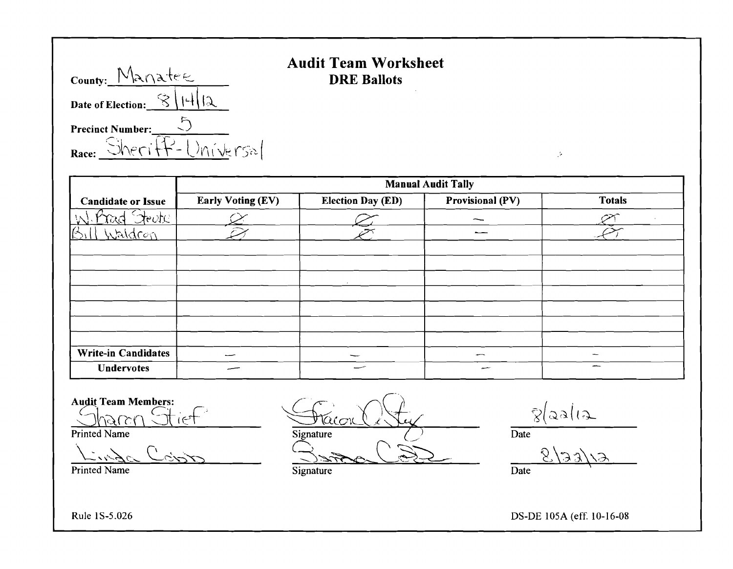County: Manatee

# Audit Team Worksheet
## DRE Ballots

Date of Election: 8/14/12

Precinct Number: 5

Race: Sheriff - Universal

| Candidate or Issue | Manual Audit Tally | | | |
|---|---|---|---|---|
| | Early Voting (EV) | Election Day (ED) | Provisional (PV) | Totals |
| W. Brad Steube | Ø | Ø | – | Ø |
| Bill Waldron | Ø | Ø | – | Ø |
| | | | | |
| | | | | |
| | | | | |
| | | | | |
| | | | | |
| | | | | |
| | | | | |
| Write-in Candidates | – | – | – | – |
| Undervotes | – | – | – | – |

Audit Team Members:

| Printed Name | Signature | Date |
|---|---|---|
| Sharon Stief | Sharon A Stief | 8/22/12 |
| Linda Cobb | Sandra Cobb | 8/22/12 |

Rule 1S-5.026

DS-DE 105A (eff. 10-16-08)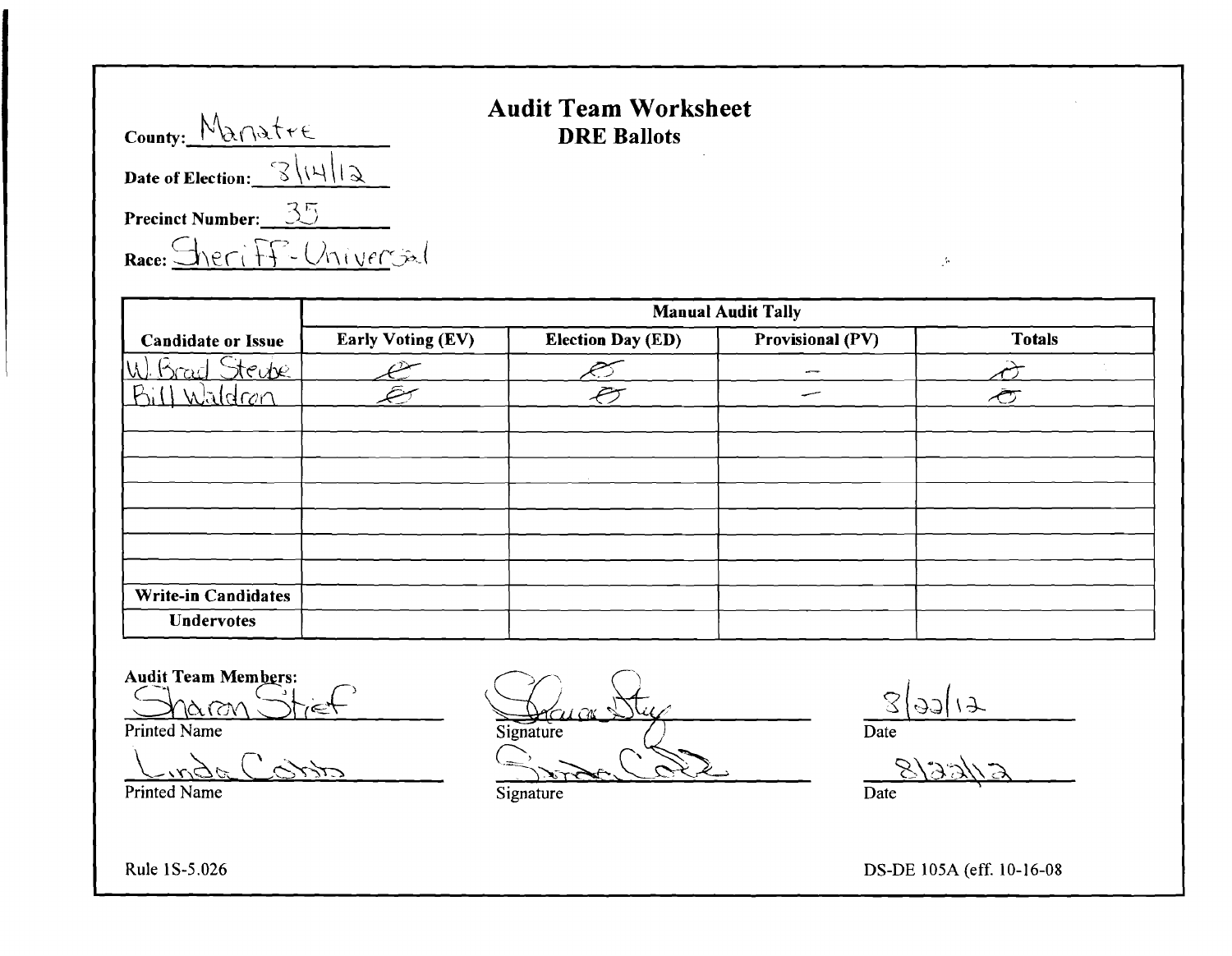# Audit Team Worksheet

## DRE Ballots

**County:** Manatee

**Date of Election:** 8/14/12

**Precinct Number:** 35

**Race:** Sheriff - Universal

| Candidate or Issue | Manual Audit Tally | | | |
|---|---|---|---|---|
| | Early Voting (EV) | Election Day (ED) | Provisional (PV) | Totals |
| W. Brad Steube | 0 | 0 | – | 0 |
| Bill Waldron | 0 | 0 | – | 0 |
| | | | | |
| | | | | |
| | | | | |
| | | | | |
| | | | | |
| | | | | |
| | | | | |
| Write-in Candidates | | | | |
| Undervotes | | | | |

**Audit Team Members:**

| Printed Name | Signature | Date |
|---|---|---|
| Sharon Stief | Sharon Stief | 8/22/12 |
| Linda Cobb | Linda Cobb | 8/22/12 |

Rule 1S-5.026

DS-DE 105A (eff. 10-16-08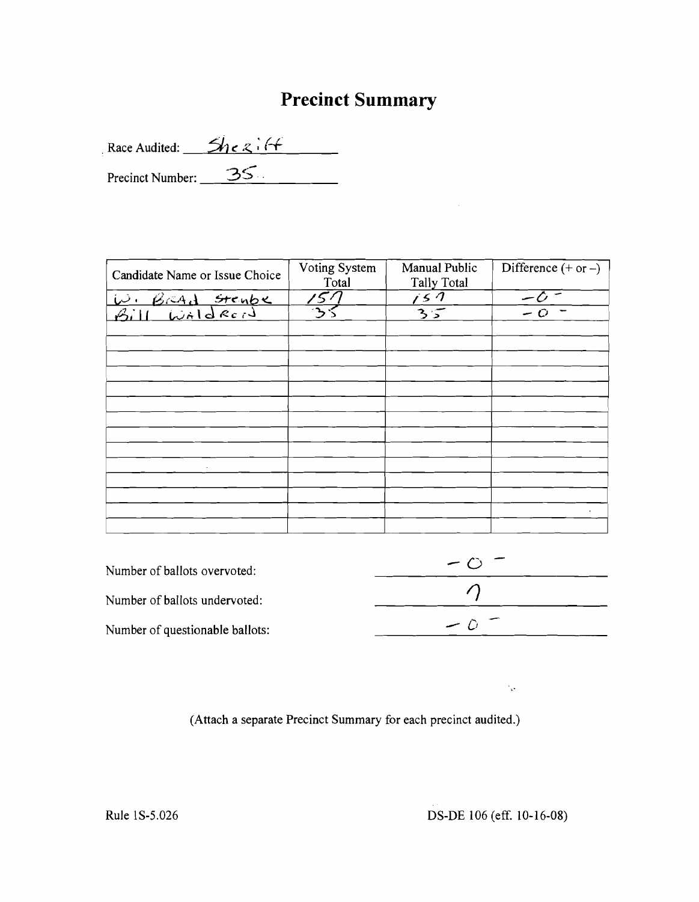# Precinct Summary

Race Audited: Sheriff

Precinct Number: 35

| Candidate Name or Issue Choice | Voting System Total | Manual Public Tally Total | Difference (+ or –) |
|---|---|---|---|
| W. Brad Steube | 157 | 157 | -0- |
| Bill Waldron | 35 | 35 | -0- |
| | | | |
| | | | |
| | | | |
| | | | |
| | | | |
| | | | |
| | | | |
| | | | |
| | | | |
| | | | |
| | | | |
| | | | |
| | | | |

Number of ballots overvoted: -0-

Number of ballots undervoted: 7

Number of questionable ballots: -0-

(Attach a separate Precinct Summary for each precinct audited.)

Rule 1S-5.026

DS-DE 106 (eff. 10-16-08)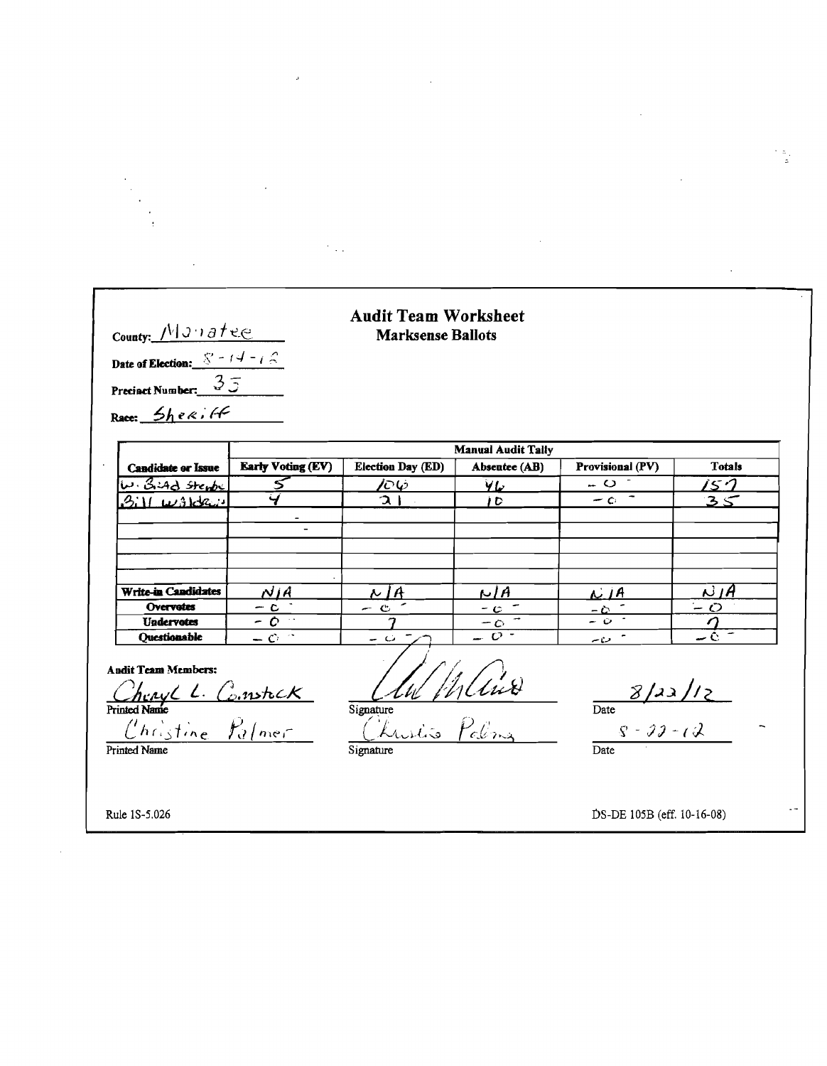County: Manatee

Date of Election: 8-14-12

Precinct Number: 35

Race: Sheriff

# Audit Team Worksheet
## Marksense Ballots

| Candidate or Issue | Manual Audit Tally | | | | |
|---|---|---|---|---|---|
| | Early Voting (EV) | Election Day (ED) | Absentee (AB) | Provisional (PV) | Totals |
| W. Brad Steube | 5 | 106 | 46 | - 0 - | 157 |
| Bill Waldron | 4 | 21 | 10 | - 0 - | 35 |
| | - | | | | |
| | - | | | | |
| | | | | | |
| | | | | | |
| | | | | | |
| Write-in Candidates | N/A | N/A | N/A | N/A | N/A |
| Overvotes | - 0 - | - 0 - | - 0 - | - 0 - | - 0 |
| Undervotes | - 0 - | 7 | - 0 - | - 0 - | 7 |
| Questionable | - 0 - | - 0 - | - 0 - | - 0 - | - 0 - |

Audit Team Members:

| Printed Name | Signature | Date |
|---|---|---|
| Cheryl L. Comstock | [signature] | 8/22/12 |
| Christine Palmer | Christine Palmer | 8-22-12 |

Rule 1S-5.026

DS-DE 105B (eff. 10-16-08)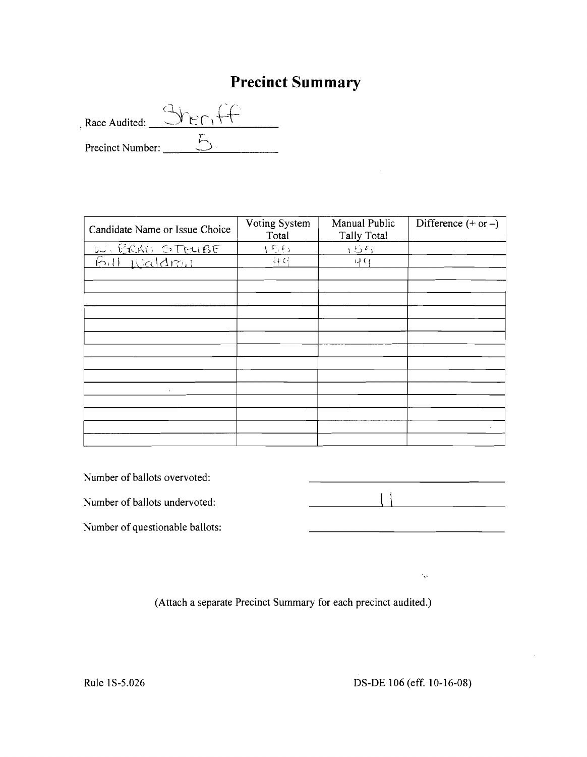# Precinct Summary

Race Audited: Sheriff

Precinct Number: 5

| Candidate Name or Issue Choice | Voting System Total | Manual Public Tally Total | Difference (+ or –) |
|---|---|---|---|
| W. BRAD STEUBE | 155 | 155 | |
| Bill Waldron | 49 | 49 | |
| | | | |
| | | | |
| | | | |
| | | | |
| | | | |
| | | | |
| | | | |
| | | | |
| | | | |
| | | | |
| | | | |
| | | | |
| | | | |
| | | | |

Number of ballots overvoted: \_\_\_\_\_\_\_\_\_\_

Number of ballots undervoted: 11

Number of questionable ballots: \_\_\_\_\_\_\_\_\_\_

(Attach a separate Precinct Summary for each precinct audited.)

Rule 1S-5.026 DS-DE 106 (eff. 10-16-08)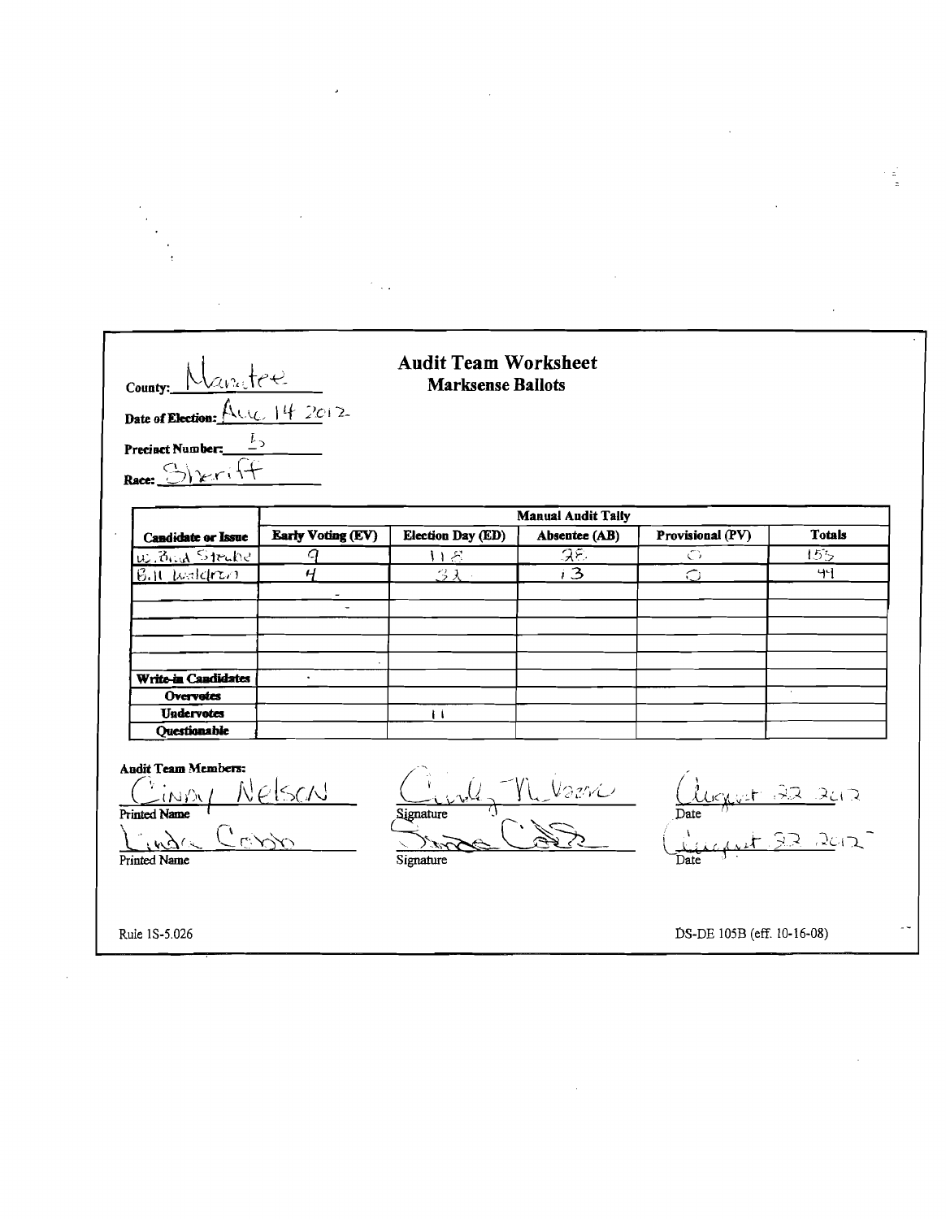County: Manatee

Date of Election: Aug 14 2012

Precinct Number: 5

Race: Sheriff

## Audit Team Worksheet
### Marksense Ballots

| Candidate or Issue | Manual Audit Tally | | | | |
|---|---|---|---|---|---|
| | **Early Voting (EV)** | **Election Day (ED)** | **Absentee (AB)** | **Provisional (PV)** | **Totals** |
| W. Brad Steube | 9 | 118 | 28 | 0 | 155 |
| Bill Waldron | 4 | 32 | 13 | 0 | 49 |
| | - | | | | |
| | - | | | | |
| | | | | | |
| | | | | | |
| | | | | | |
| **Write-in Candidates** | . | | | | |
| **Overvotes** | | | | | |
| **Undervotes** | | 11 | | | |
| **Questionable** | | | | | |

**Audit Team Members:**

| Printed Name | Signature | Date |
|---|---|---|
| Cindy Nelson | Cindy M. Nelson | August 22 2012 |
| Linda Cobb | Linda Cobb | August 22 2012 |

Rule 1S-5.026

DS-DE 105B (eff. 10-16-08)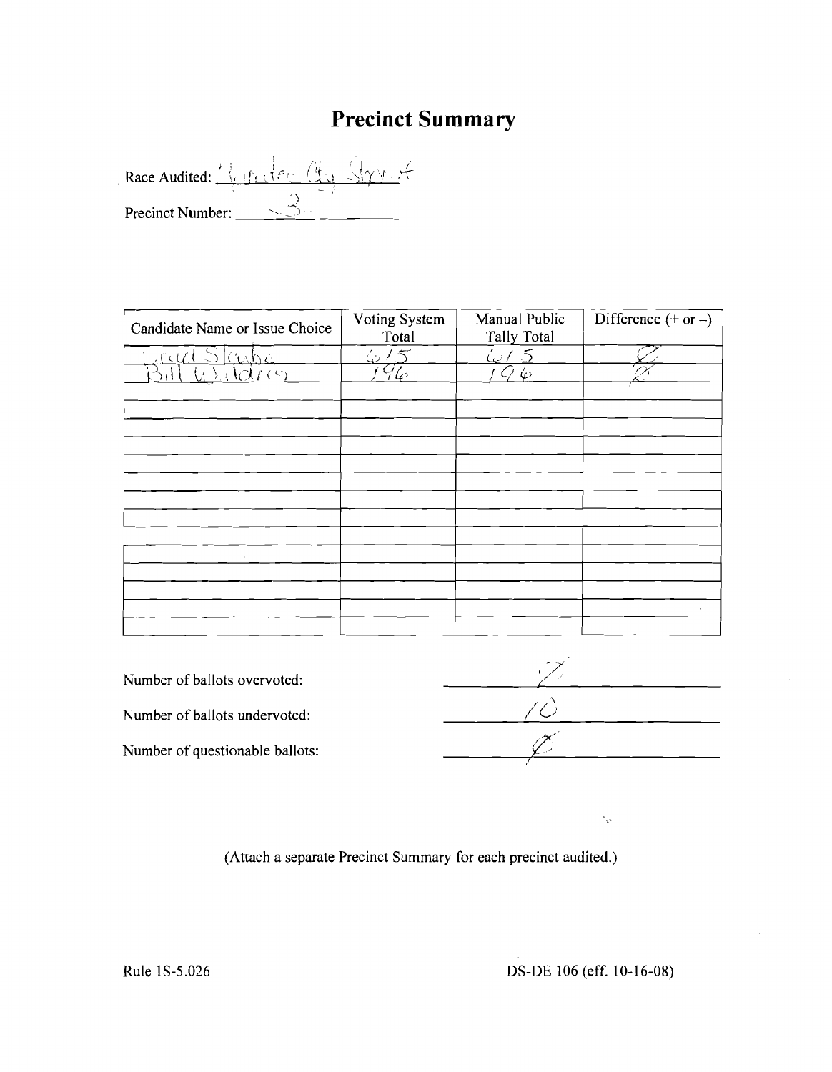# Precinct Summary

Race Audited: Hunter Cty Sheriff

Precinct Number: 3

| Candidate Name or Issue Choice | Voting System Total | Manual Public Tally Total | Difference (+ or –) |
|---|---|---|---|
| Lud Steube | 615 | 615 | Ø |
| Bill Waldron | 196 | 196 | Ø |
| | | | |
| | | | |
| | | | |
| | | | |
| | | | |
| | | | |
| | | | |
| | | | |
| | | | |
| | | | |
| | | | |
| | | | |
| | | | |

Number of ballots overvoted: Ø

Number of ballots undervoted: 10

Number of questionable ballots: Ø

(Attach a separate Precinct Summary for each precinct audited.)

Rule 1S-5.026

DS-DE 106 (eff. 10-16-08)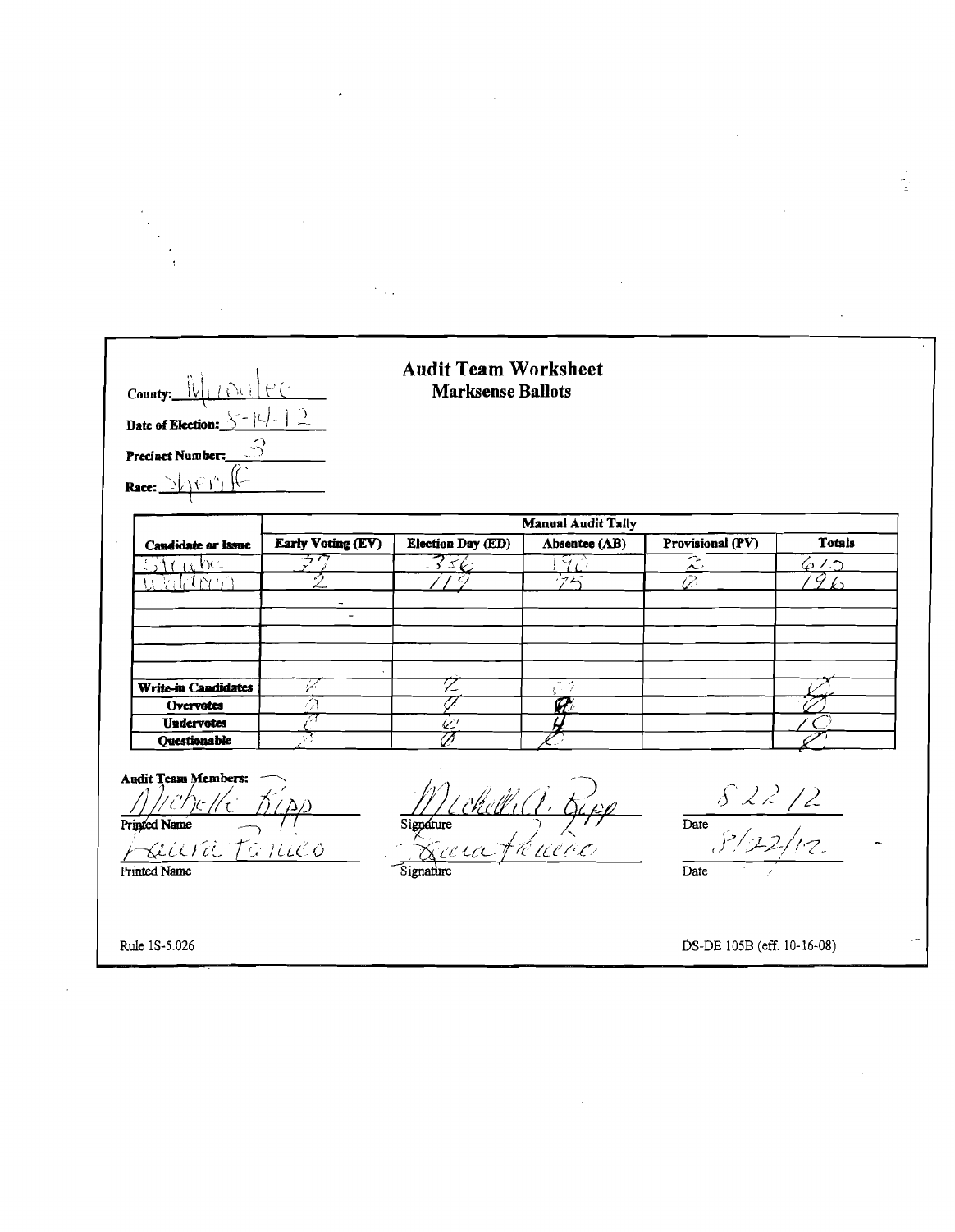## Audit Team Worksheet
### Marksense Ballots

County: Manatee

Date of Election: 8-14-12

Precinct Number: 3

Race: Sheriff

| Candidate or Issue | Manual Audit Tally | | | | |
|---|---|---|---|---|---|
| | Early Voting (EV) | Election Day (ED) | Absentee (AB) | Provisional (PV) | Totals |
| Steube | 77 | 336 | 190 | 2 | 615 |
| Waldron | 2 | 119 | 75 | 0 | 196 |
| | - | | | | |
| | - | | | | |
| | | | | | |
| | | | | | |
| | | | | | |
| Write-in Candidates | 0 | 0 | 0 | | 0 |
| Overvotes | 0 | 0 | 0 | | 0 |
| Undervotes | 0 | 6 | 4 | | 10 |
| Questionable | 0 | 0 | 0 | | 0 |

Audit Team Members:

| Printed Name | Signature | Date |
|---|---|---|
| Michelle Ripp | Michelle A. Ripp | 8-22-12 |
| Laura Franco | Laura Franco | 8/22/12 |

Rule 1S-5.026

DS-DE 105B (eff. 10-16-08)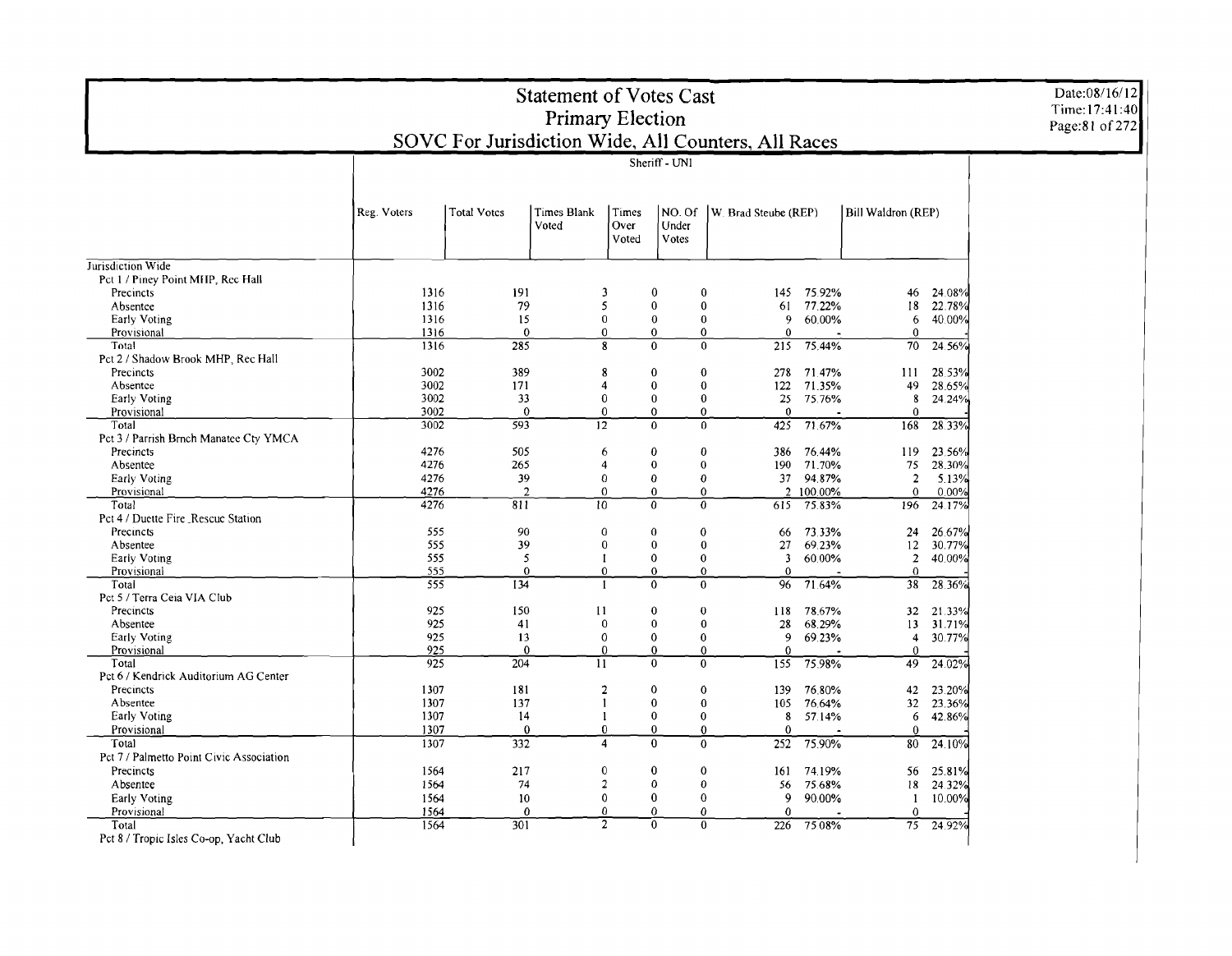# Statement of Votes Cast
## Primary Election
## SOVC For Jurisdiction Wide, All Counters, All Races

Sheriff - UNI

| | Reg. Voters | Total Votes | Times Blank Voted | Times Over Voted | NO. Of Under Votes | W. Brad Steube (REP) | | Bill Waldron (REP) | |
|---|---|---|---|---|---|---|---|---|---|
| Jurisdiction Wide | | | | | | | | | |
| Pct 1 / Piney Point MHP, Rec Hall | | | | | | | | | |
| Precincts | 1316 | 191 | 3 | 0 | 0 | 145 | 75.92% | 46 | 24.08% |
| Absentee | 1316 | 79 | 5 | 0 | 0 | 61 | 77.22% | 18 | 22.78% |
| Early Voting | 1316 | 15 | 0 | 0 | 0 | 9 | 60.00% | 6 | 40.00% |
| Provisional | 1316 | 0 | 0 | 0 | 0 | 0 | - | 0 | - |
| Total | 1316 | 285 | 8 | 0 | 0 | 215 | 75.44% | 70 | 24.56% |
| Pct 2 / Shadow Brook MHP, Rec Hall | | | | | | | | | |
| Precincts | 3002 | 389 | 8 | 0 | 0 | 278 | 71.47% | 111 | 28.53% |
| Absentee | 3002 | 171 | 4 | 0 | 0 | 122 | 71.35% | 49 | 28.65% |
| Early Voting | 3002 | 33 | 0 | 0 | 0 | 25 | 75.76% | 8 | 24.24% |
| Provisional | 3002 | 0 | 0 | 0 | 0 | 0 | - | 0 | - |
| Total | 3002 | 593 | 12 | 0 | 0 | 425 | 71.67% | 168 | 28.33% |
| Pct 3 / Parrish Brnch Manatee Cty YMCA | | | | | | | | | |
| Precincts | 4276 | 505 | 6 | 0 | 0 | 386 | 76.44% | 119 | 23.56% |
| Absentee | 4276 | 265 | 4 | 0 | 0 | 190 | 71.70% | 75 | 28.30% |
| Early Voting | 4276 | 39 | 0 | 0 | 0 | 37 | 94.87% | 2 | 5.13% |
| Provisional | 4276 | 2 | 0 | 0 | 0 | 2 | 100.00% | 0 | 0.00% |
| Total | 4276 | 811 | 10 | 0 | 0 | 615 | 75.83% | 196 | 24.17% |
| Pct 4 / Duette Fire Rescue Station | | | | | | | | | |
| Precincts | 555 | 90 | 0 | 0 | 0 | 66 | 73.33% | 24 | 26.67% |
| Absentee | 555 | 39 | 0 | 0 | 0 | 27 | 69.23% | 12 | 30.77% |
| Early Voting | 555 | 5 | 1 | 0 | 0 | 3 | 60.00% | 2 | 40.00% |
| Provisional | 555 | 0 | 0 | 0 | 0 | 0 | - | 0 | - |
| Total | 555 | 134 | 1 | 0 | 0 | 96 | 71.64% | 38 | 28.36% |
| Pct 5 / Terra Ceia VIA Club | | | | | | | | | |
| Precincts | 925 | 150 | 11 | 0 | 0 | 118 | 78.67% | 32 | 21.33% |
| Absentee | 925 | 41 | 0 | 0 | 0 | 28 | 68.29% | 13 | 31.71% |
| Early Voting | 925 | 13 | 0 | 0 | 0 | 9 | 69.23% | 4 | 30.77% |
| Provisional | 925 | 0 | 0 | 0 | 0 | 0 | - | 0 | - |
| Total | 925 | 204 | 11 | 0 | 0 | 155 | 75.98% | 49 | 24.02% |
| Pct 6 / Kendrick Auditorium AG Center | | | | | | | | | |
| Precincts | 1307 | 181 | 2 | 0 | 0 | 139 | 76.80% | 42 | 23.20% |
| Absentee | 1307 | 137 | 1 | 0 | 0 | 105 | 76.64% | 32 | 23.36% |
| Early Voting | 1307 | 14 | 1 | 0 | 0 | 8 | 57.14% | 6 | 42.86% |
| Provisional | 1307 | 0 | 0 | 0 | 0 | 0 | - | 0 | - |
| Total | 1307 | 332 | 4 | 0 | 0 | 252 | 75.90% | 80 | 24.10% |
| Pct 7 / Palmetto Point Civic Association | | | | | | | | | |
| Precincts | 1564 | 217 | 0 | 0 | 0 | 161 | 74.19% | 56 | 25.81% |
| Absentee | 1564 | 74 | 2 | 0 | 0 | 56 | 75.68% | 18 | 24.32% |
| Early Voting | 1564 | 10 | 0 | 0 | 0 | 9 | 90.00% | 1 | 10.00% |
| Provisional | 1564 | 0 | 0 | 0 | 0 | 0 | - | 0 | - |
| Total | 1564 | 301 | 2 | 0 | 0 | 226 | 75.08% | 75 | 24.92% |
| Pct 8 / Tropic Isles Co-op, Yacht Club | | | | | | | | | |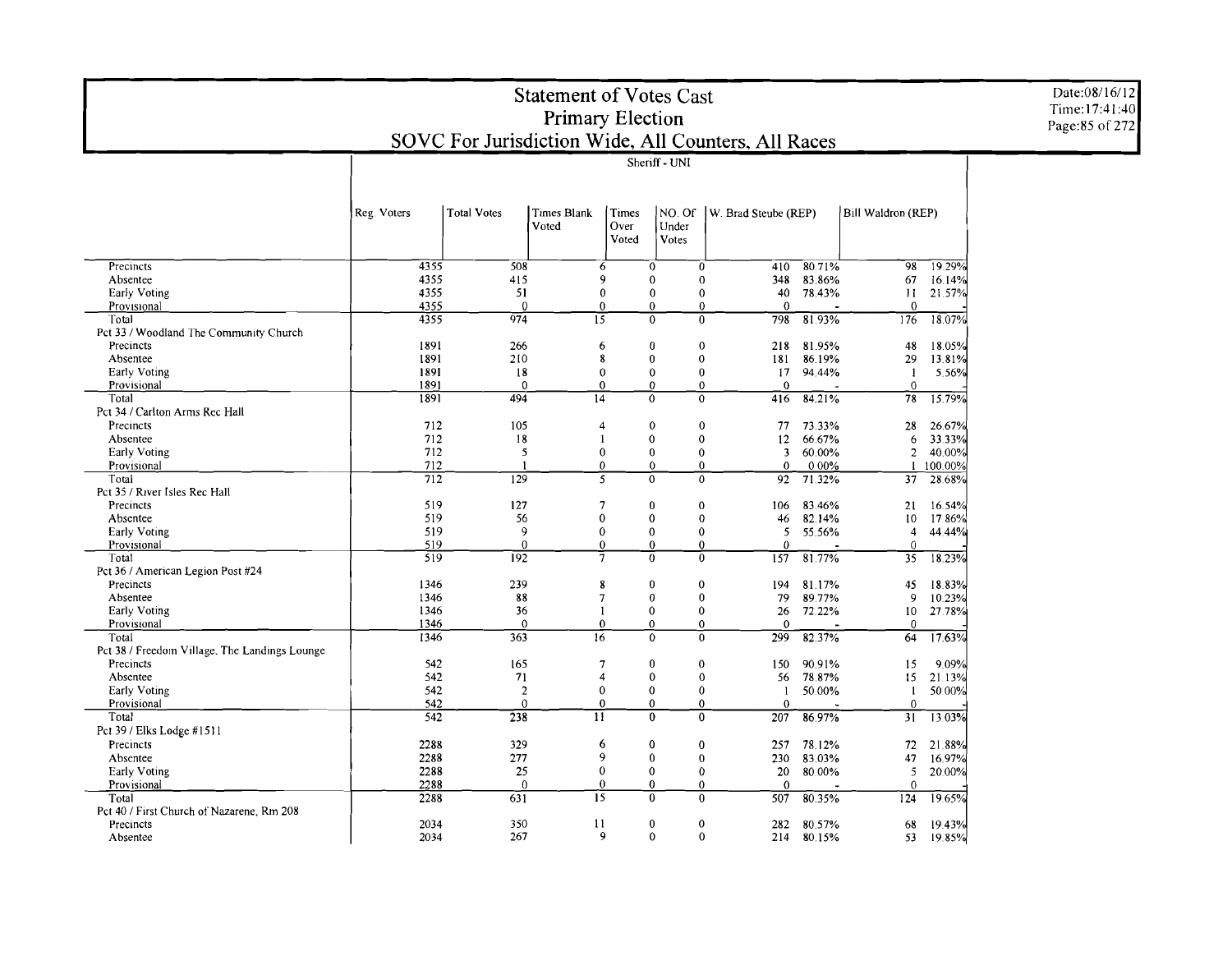# Statement of Votes Cast
## Primary Election
## SOVC For Jurisdiction Wide, All Counters, All Races

Sheriff - UNI

| | Reg. Voters | Total Votes | Times Blank Voted | Times Over Voted | NO. Of Under Votes | W. Brad Steube (REP) | | Bill Waldron (REP) | |
|---|---|---|---|---|---|---|---|---|---|
| Precincts | 4355 | 508 | 6 | 0 | 0 | 410 | 80.71% | 98 | 19.29% |
| Absentee | 4355 | 415 | 9 | 0 | 0 | 348 | 83.86% | 67 | 16.14% |
| Early Voting | 4355 | 51 | 0 | 0 | 0 | 40 | 78.43% | 11 | 21.57% |
| Provisional | 4355 | 0 | 0 | 0 | 0 | 0 | - | 0 | - |
| Total | 4355 | 974 | 15 | 0 | 0 | 798 | 81.93% | 176 | 18.07% |
| Pct 33 / Woodland The Community Church | | | | | | | | | |
| Precincts | 1891 | 266 | 6 | 0 | 0 | 218 | 81.95% | 48 | 18.05% |
| Absentee | 1891 | 210 | 8 | 0 | 0 | 181 | 86.19% | 29 | 13.81% |
| Early Voting | 1891 | 18 | 0 | 0 | 0 | 17 | 94.44% | 1 | 5.56% |
| Provisional | 1891 | 0 | 0 | 0 | 0 | 0 | - | 0 | - |
| Total | 1891 | 494 | 14 | 0 | 0 | 416 | 84.21% | 78 | 15.79% |
| Pct 34 / Carlton Arms Rec Hall | | | | | | | | | |
| Precincts | 712 | 105 | 4 | 0 | 0 | 77 | 73.33% | 28 | 26.67% |
| Absentee | 712 | 18 | 1 | 0 | 0 | 12 | 66.67% | 6 | 33.33% |
| Early Voting | 712 | 5 | 0 | 0 | 0 | 3 | 60.00% | 2 | 40.00% |
| Provisional | 712 | 1 | 0 | 0 | 0 | 0 | 0.00% | 1 | 100.00% |
| Total | 712 | 129 | 5 | 0 | 0 | 92 | 71.32% | 37 | 28.68% |
| Pct 35 / River Isles Rec Hall | | | | | | | | | |
| Precincts | 519 | 127 | 7 | 0 | 0 | 106 | 83.46% | 21 | 16.54% |
| Absentee | 519 | 56 | 0 | 0 | 0 | 46 | 82.14% | 10 | 17.86% |
| Early Voting | 519 | 9 | 0 | 0 | 0 | 5 | 55.56% | 4 | 44.44% |
| Provisional | 519 | 0 | 0 | 0 | 0 | 0 | - | 0 | - |
| Total | 519 | 192 | 7 | 0 | 0 | 157 | 81.77% | 35 | 18.23% |
| Pct 36 / American Legion Post #24 | | | | | | | | | |
| Precincts | 1346 | 239 | 8 | 0 | 0 | 194 | 81.17% | 45 | 18.83% |
| Absentee | 1346 | 88 | 7 | 0 | 0 | 79 | 89.77% | 9 | 10.23% |
| Early Voting | 1346 | 36 | 1 | 0 | 0 | 26 | 72.22% | 10 | 27.78% |
| Provisional | 1346 | 0 | 0 | 0 | 0 | 0 | - | 0 | - |
| Total | 1346 | 363 | 16 | 0 | 0 | 299 | 82.37% | 64 | 17.63% |
| Pct 38 / Freedom Village, The Landings Lounge | | | | | | | | | |
| Precincts | 542 | 165 | 7 | 0 | 0 | 150 | 90.91% | 15 | 9.09% |
| Absentee | 542 | 71 | 4 | 0 | 0 | 56 | 78.87% | 15 | 21.13% |
| Early Voting | 542 | 2 | 0 | 0 | 0 | 1 | 50.00% | 1 | 50.00% |
| Provisional | 542 | 0 | 0 | 0 | 0 | 0 | - | 0 | - |
| Total | 542 | 238 | 11 | 0 | 0 | 207 | 86.97% | 31 | 13.03% |
| Pct 39 / Elks Lodge #1511 | | | | | | | | | |
| Precincts | 2288 | 329 | 6 | 0 | 0 | 257 | 78.12% | 72 | 21.88% |
| Absentee | 2288 | 277 | 9 | 0 | 0 | 230 | 83.03% | 47 | 16.97% |
| Early Voting | 2288 | 25 | 0 | 0 | 0 | 20 | 80.00% | 5 | 20.00% |
| Provisional | 2288 | 0 | 0 | 0 | 0 | 0 | - | 0 | - |
| Total | 2288 | 631 | 15 | 0 | 0 | 507 | 80.35% | 124 | 19.65% |
| Pct 40 / First Church of Nazarene, Rm 208 | | | | | | | | | |
| Precincts | 2034 | 350 | 11 | 0 | 0 | 282 | 80.57% | 68 | 19.43% |
| Absentee | 2034 | 267 | 9 | 0 | 0 | 214 | 80.15% | 53 | 19.85% |